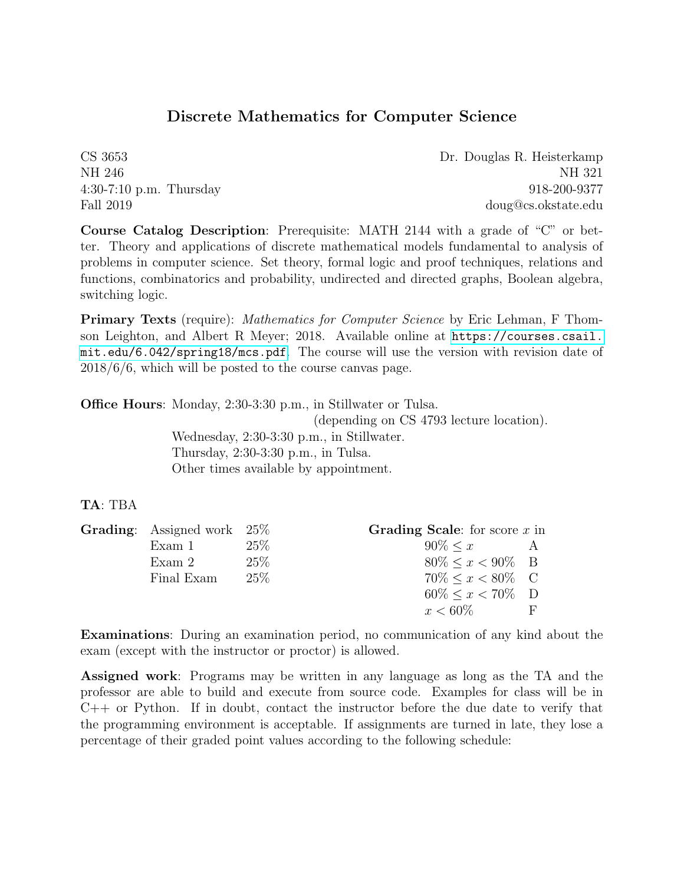# Discrete Mathematics for Computer Science

CS 3653
NH 246
4:30-7:10 p.m. Thursday
Fall 2019

Dr. Douglas R. Heisterkamp
NH 321
918-200-9377
doug@cs.okstate.edu

**Course Catalog Description**: Prerequisite: MATH 2144 with a grade of "C" or better. Theory and applications of discrete mathematical models fundamental to analysis of problems in computer science. Set theory, formal logic and proof techniques, relations and functions, combinatorics and probability, undirected and directed graphs, Boolean algebra, switching logic.

**Primary Texts** (require): *Mathematics for Computer Science* by Eric Lehman, F Thomson Leighton, and Albert R Meyer; 2018. Available online at `https://courses.csail.mit.edu/6.042/spring18/mcs.pdf`. The course will use the version with revision date of 2018/6/6, which will be posted to the course canvas page.

**Office Hours**: Monday, 2:30-3:30 p.m., in Stillwater or Tulsa.
(depending on CS 4793 lecture location).
Wednesday, 2:30-3:30 p.m., in Stillwater.
Thursday, 2:30-3:30 p.m., in Tulsa.
Other times available by appointment.

**TA**: TBA

**Grading**:

| Component | Weight |
|---|---|
| Assigned work | 25% |
| Exam 1 | 25% |
| Exam 2 | 25% |
| Final Exam | 25% |

**Grading Scale**: for score $x$ in

| Range | Grade |
|---|---|
| $90\% \leq x$ | A |
| $80\% \leq x < 90\%$ | B |
| $70\% \leq x < 80\%$ | C |
| $60\% \leq x < 70\%$ | D |
| $x < 60\%$ | F |

**Examinations**: During an examination period, no communication of any kind about the exam (except with the instructor or proctor) is allowed.

**Assigned work**: Programs may be written in any language as long as the TA and the professor are able to build and execute from source code. Examples for class will be in C++ or Python. If in doubt, contact the instructor before the due date to verify that the programming environment is acceptable. If assignments are turned in late, they lose a percentage of their graded point values according to the following schedule: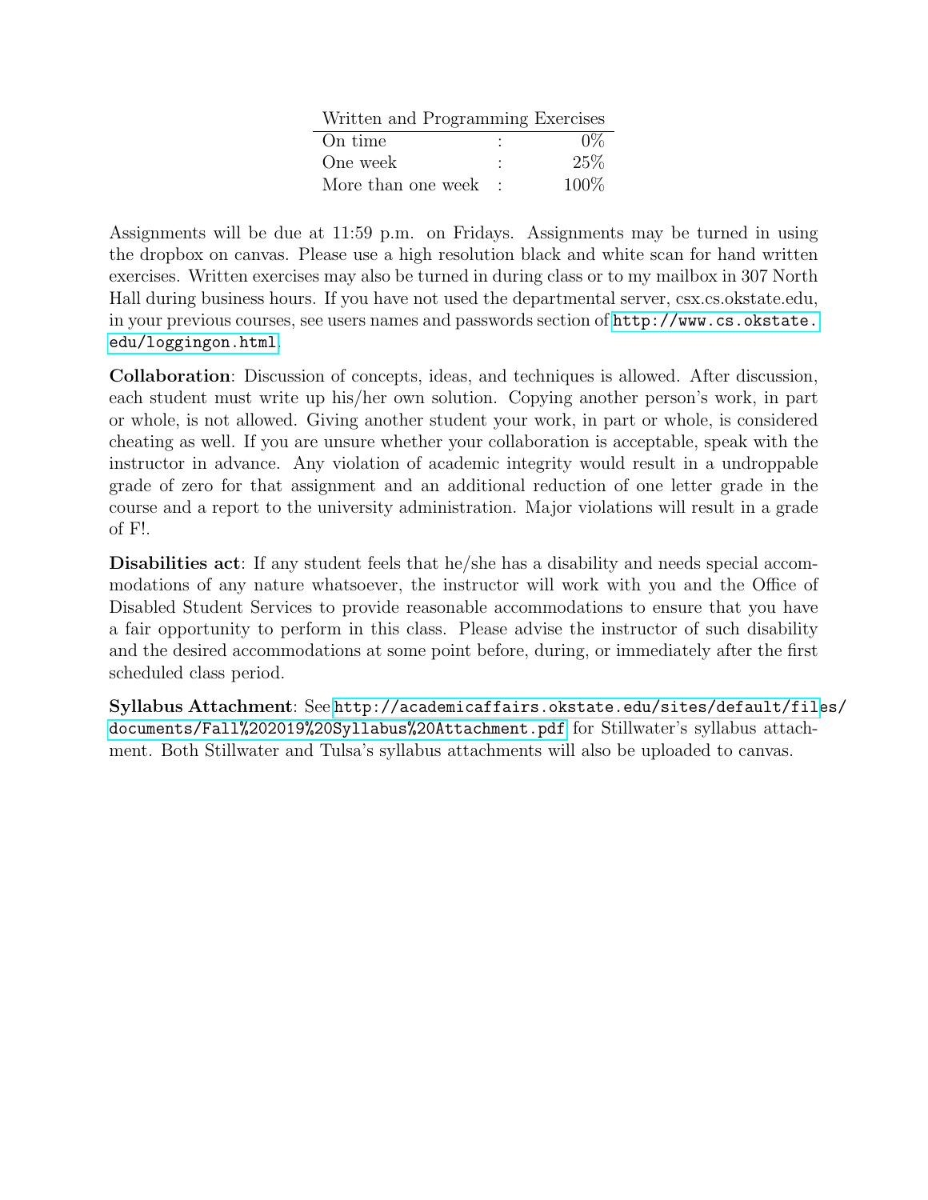| Written and Programming Exercises | | |
|---|---|---|
| On time | : | 0% |
| One week | : | 25% |
| More than one week | : | 100% |

Assignments will be due at 11:59 p.m. on Fridays. Assignments may be turned in using the dropbox on canvas. Please use a high resolution black and white scan for hand written exercises. Written exercises may also be turned in during class or to my mailbox in 307 North Hall during business hours. If you have not used the departmental server, csx.cs.okstate.edu, in your previous courses, see users names and passwords section of http://www.cs.okstate.edu/loggingon.html.

**Collaboration**: Discussion of concepts, ideas, and techniques is allowed. After discussion, each student must write up his/her own solution. Copying another person's work, in part or whole, is not allowed. Giving another student your work, in part or whole, is considered cheating as well. If you are unsure whether your collaboration is acceptable, speak with the instructor in advance. Any violation of academic integrity would result in a undroppable grade of zero for that assignment and an additional reduction of one letter grade in the course and a report to the university administration. Major violations will result in a grade of F!.

**Disabilities act**: If any student feels that he/she has a disability and needs special accommodations of any nature whatsoever, the instructor will work with you and the Office of Disabled Student Services to provide reasonable accommodations to ensure that you have a fair opportunity to perform in this class. Please advise the instructor of such disability and the desired accommodations at some point before, during, or immediately after the first scheduled class period.

**Syllabus Attachment**: See http://academicaffairs.okstate.edu/sites/default/files/documents/Fall%202019%20Syllabus%20Attachment.pdf for Stillwater's syllabus attachment. Both Stillwater and Tulsa's syllabus attachments will also be uploaded to canvas.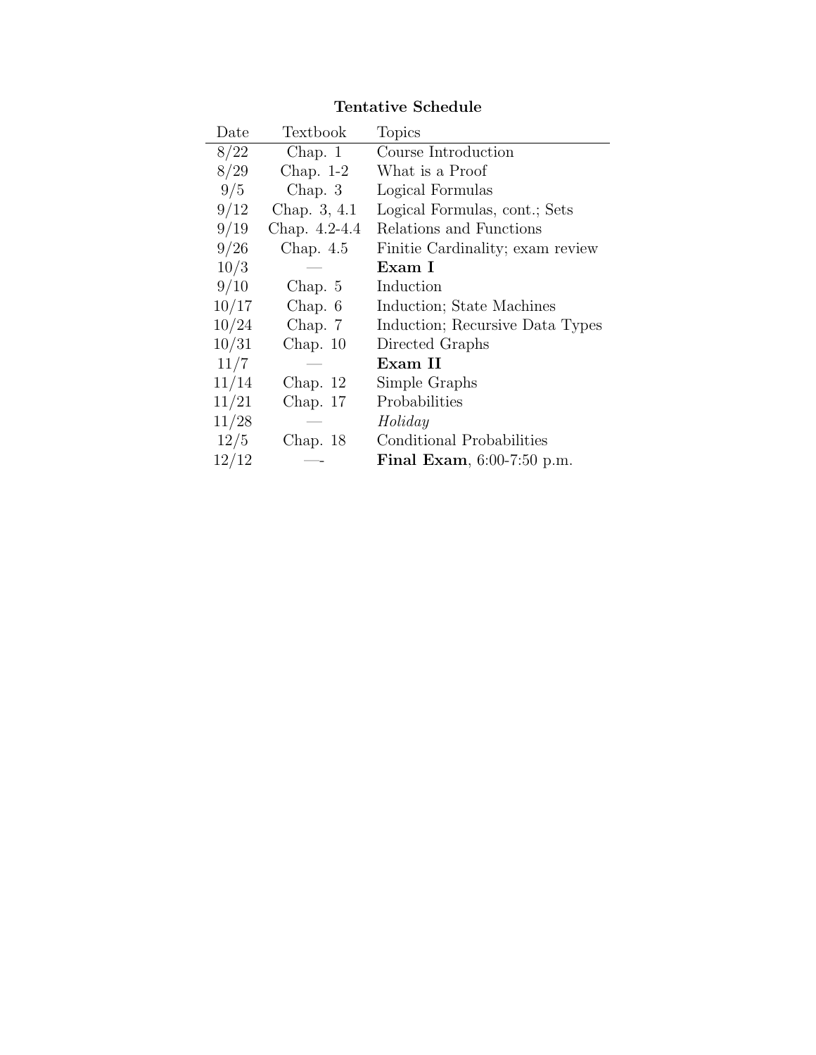**Tentative Schedule**

| Date | Textbook | Topics |
|---|---|---|
| 8/22 | Chap. 1 | Course Introduction |
| 8/29 | Chap. 1-2 | What is a Proof |
| 9/5 | Chap. 3 | Logical Formulas |
| 9/12 | Chap. 3, 4.1 | Logical Formulas, cont.; Sets |
| 9/19 | Chap. 4.2-4.4 | Relations and Functions |
| 9/26 | Chap. 4.5 | Finitie Cardinality; exam review |
| 10/3 | — | **Exam I** |
| 9/10 | Chap. 5 | Induction |
| 10/17 | Chap. 6 | Induction; State Machines |
| 10/24 | Chap. 7 | Induction; Recursive Data Types |
| 10/31 | Chap. 10 | Directed Graphs |
| 11/7 | — | **Exam II** |
| 11/14 | Chap. 12 | Simple Graphs |
| 11/21 | Chap. 17 | Probabilities |
| 11/28 | — | *Holiday* |
| 12/5 | Chap. 18 | Conditional Probabilities |
| 12/12 | —- | **Final Exam**, 6:00-7:50 p.m. |